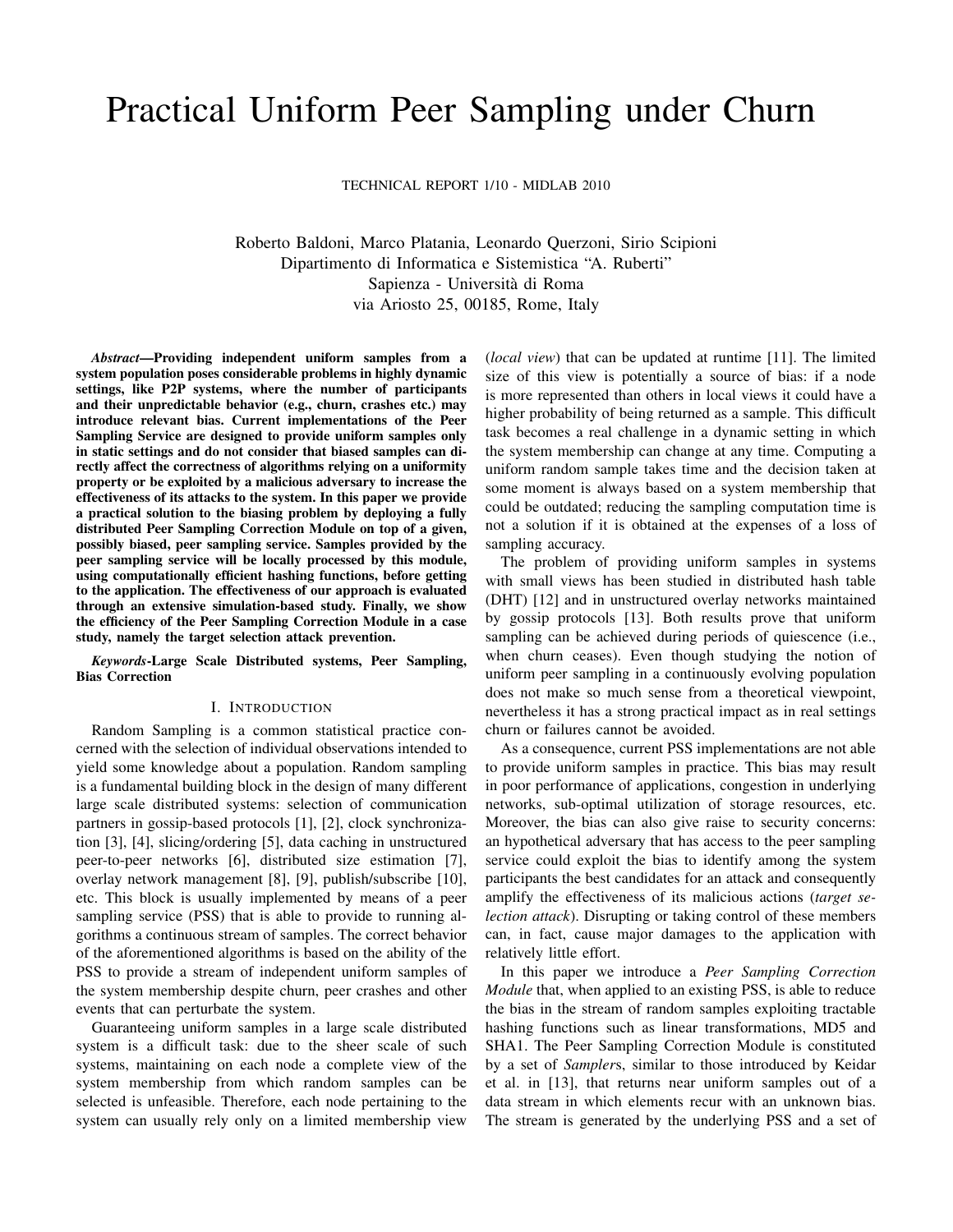# Practical Uniform Peer Sampling under Churn

TECHNICAL REPORT 1/10 - MIDLAB 2010

Roberto Baldoni, Marco Platania, Leonardo Querzoni, Sirio Scipioni
Dipartimento di Informatica e Sistemistica "A. Ruberti"
Sapienza - Università di Roma
via Ariosto 25, 00185, Rome, Italy

***Abstract*—Providing independent uniform samples from a system population poses considerable problems in highly dynamic settings, like P2P systems, where the number of participants and their unpredictable behavior (e.g., churn, crashes etc.) may introduce relevant bias. Current implementations of the Peer Sampling Service are designed to provide uniform samples only in static settings and do not consider that biased samples can directly affect the correctness of algorithms relying on a uniformity property or be exploited by a malicious adversary to increase the effectiveness of its attacks to the system. In this paper we provide a practical solution to the biasing problem by deploying a fully distributed Peer Sampling Correction Module on top of a given, possibly biased, peer sampling service. Samples provided by the peer sampling service will be locally processed by this module, using computationally efficient hashing functions, before getting to the application. The effectiveness of our approach is evaluated through an extensive simulation-based study. Finally, we show the efficiency of the Peer Sampling Correction Module in a case study, namely the target selection attack prevention.**

***Keywords*-Large Scale Distributed systems, Peer Sampling, Bias Correction**

## I. Introduction

Random Sampling is a common statistical practice concerned with the selection of individual observations intended to yield some knowledge about a population. Random sampling is a fundamental building block in the design of many different large scale distributed systems: selection of communication partners in gossip-based protocols [1], [2], clock synchronization [3], [4], slicing/ordering [5], data caching in unstructured peer-to-peer networks [6], distributed size estimation [7], overlay network management [8], [9], publish/subscribe [10], etc. This block is usually implemented by means of a peer sampling service (PSS) that is able to provide to running algorithms a continuous stream of samples. The correct behavior of the aforementioned algorithms is based on the ability of the PSS to provide a stream of independent uniform samples of the system membership despite churn, peer crashes and other events that can perturbate the system.

Guaranteeing uniform samples in a large scale distributed system is a difficult task: due to the sheer scale of such systems, maintaining on each node a complete view of the system membership from which random samples can be selected is unfeasible. Therefore, each node pertaining to the system can usually rely only on a limited membership view (*local view*) that can be updated at runtime [11]. The limited size of this view is potentially a source of bias: if a node is more represented than others in local views it could have a higher probability of being returned as a sample. This difficult task becomes a real challenge in a dynamic setting in which the system membership can change at any time. Computing a uniform random sample takes time and the decision taken at some moment is always based on a system membership that could be outdated; reducing the sampling computation time is not a solution if it is obtained at the expenses of a loss of sampling accuracy.

The problem of providing uniform samples in systems with small views has been studied in distributed hash table (DHT) [12] and in unstructured overlay networks maintained by gossip protocols [13]. Both results prove that uniform sampling can be achieved during periods of quiescence (i.e., when churn ceases). Even though studying the notion of uniform peer sampling in a continuously evolving population does not make so much sense from a theoretical viewpoint, nevertheless it has a strong practical impact as in real settings churn or failures cannot be avoided.

As a consequence, current PSS implementations are not able to provide uniform samples in practice. This bias may result in poor performance of applications, congestion in underlying networks, sub-optimal utilization of storage resources, etc. Moreover, the bias can also give raise to security concerns: an hypothetical adversary that has access to the peer sampling service could exploit the bias to identify among the system participants the best candidates for an attack and consequently amplify the effectiveness of its malicious actions (*target selection attack*). Disrupting or taking control of these members can, in fact, cause major damages to the application with relatively little effort.

In this paper we introduce a *Peer Sampling Correction Module* that, when applied to an existing PSS, is able to reduce the bias in the stream of random samples exploiting tractable hashing functions such as linear transformations, MD5 and SHA1. The Peer Sampling Correction Module is constituted by a set of *Sampler*s, similar to those introduced by Keidar et al. in [13], that returns near uniform samples out of a data stream in which elements recur with an unknown bias. The stream is generated by the underlying PSS and a set of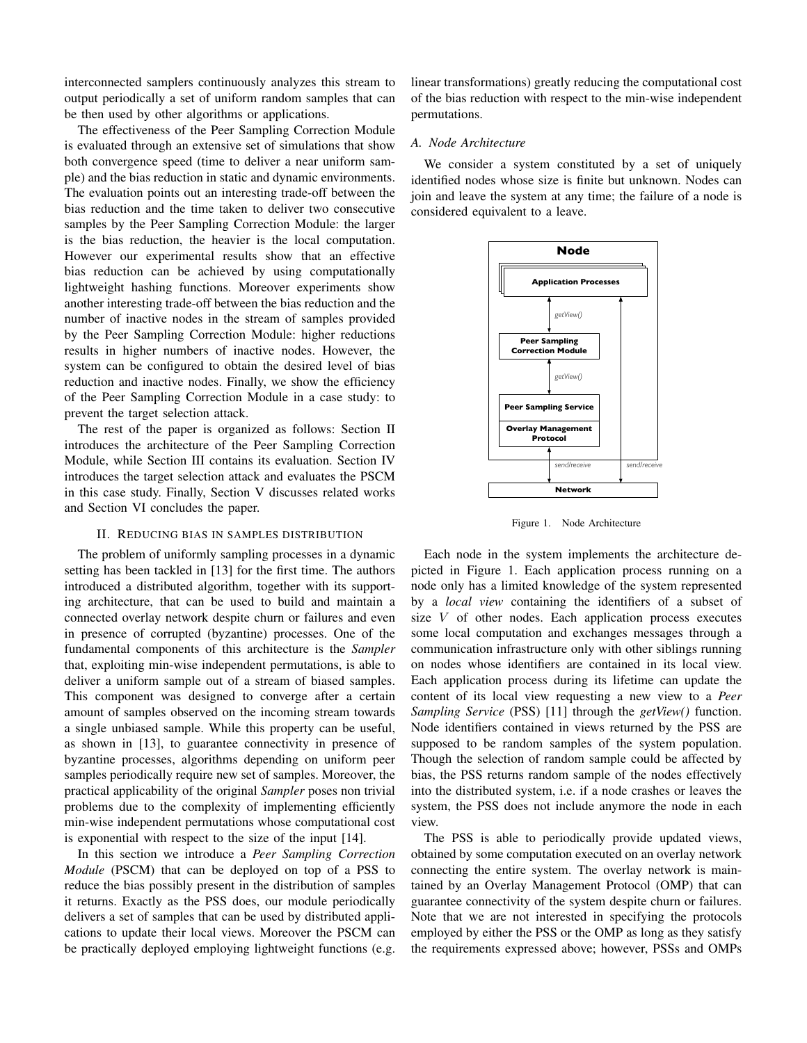interconnected samplers continuously analyzes this stream to output periodically a set of uniform random samples that can be then used by other algorithms or applications.

The effectiveness of the Peer Sampling Correction Module is evaluated through an extensive set of simulations that show both convergence speed (time to deliver a near uniform sample) and the bias reduction in static and dynamic environments. The evaluation points out an interesting trade-off between the bias reduction and the time taken to deliver two consecutive samples by the Peer Sampling Correction Module: the larger is the bias reduction, the heavier is the local computation. However our experimental results show that an effective bias reduction can be achieved by using computationally lightweight hashing functions. Moreover experiments show another interesting trade-off between the bias reduction and the number of inactive nodes in the stream of samples provided by the Peer Sampling Correction Module: higher reductions results in higher numbers of inactive nodes. However, the system can be configured to obtain the desired level of bias reduction and inactive nodes. Finally, we show the efficiency of the Peer Sampling Correction Module in a case study: to prevent the target selection attack.

The rest of the paper is organized as follows: Section II introduces the architecture of the Peer Sampling Correction Module, while Section III contains its evaluation. Section IV introduces the target selection attack and evaluates the PSCM in this case study. Finally, Section V discusses related works and Section VI concludes the paper.

## II. Reducing bias in samples distribution

The problem of uniformly sampling processes in a dynamic setting has been tackled in [13] for the first time. The authors introduced a distributed algorithm, together with its supporting architecture, that can be used to build and maintain a connected overlay network despite churn or failures and even in presence of corrupted (byzantine) processes. One of the fundamental components of this architecture is the *Sampler* that, exploiting min-wise independent permutations, is able to deliver a uniform sample out of a stream of biased samples. This component was designed to converge after a certain amount of samples observed on the incoming stream towards a single unbiased sample. While this property can be useful, as shown in [13], to guarantee connectivity in presence of byzantine processes, algorithms depending on uniform peer samples periodically require new set of samples. Moreover, the practical applicability of the original *Sampler* poses non trivial problems due to the complexity of implementing efficiently min-wise independent permutations whose computational cost is exponential with respect to the size of the input [14].

In this section we introduce a *Peer Sampling Correction Module* (PSCM) that can be deployed on top of a PSS to reduce the bias possibly present in the distribution of samples it returns. Exactly as the PSS does, our module periodically delivers a set of samples that can be used by distributed applications to update their local views. Moreover the PSCM can be practically deployed employing lightweight functions (e.g. linear transformations) greatly reducing the computational cost of the bias reduction with respect to the min-wise independent permutations.

### A. Node Architecture

We consider a system constituted by a set of uniquely identified nodes whose size is finite but unknown. Nodes can join and leave the system at any time; the failure of a node is considered equivalent to a leave.

Figure 1. Node Architecture

Each node in the system implements the architecture depicted in Figure 1. Each application process running on a node only has a limited knowledge of the system represented by a *local view* containing the identifiers of a subset of size $V$ of other nodes. Each application process executes some local computation and exchanges messages through a communication infrastructure only with other siblings running on nodes whose identifiers are contained in its local view. Each application process during its lifetime can update the content of its local view requesting a new view to a *Peer Sampling Service* (PSS) [11] through the *getView()* function. Node identifiers contained in views returned by the PSS are supposed to be random samples of the system population. Though the selection of random sample could be affected by bias, the PSS returns random sample of the nodes effectively into the distributed system, i.e. if a node crashes or leaves the system, the PSS does not include anymore the node in each view.

The PSS is able to periodically provide updated views, obtained by some computation executed on an overlay network connecting the entire system. The overlay network is maintained by an Overlay Management Protocol (OMP) that can guarantee connectivity of the system despite churn or failures. Note that we are not interested in specifying the protocols employed by either the PSS or the OMP as long as they satisfy the requirements expressed above; however, PSSs and OMPs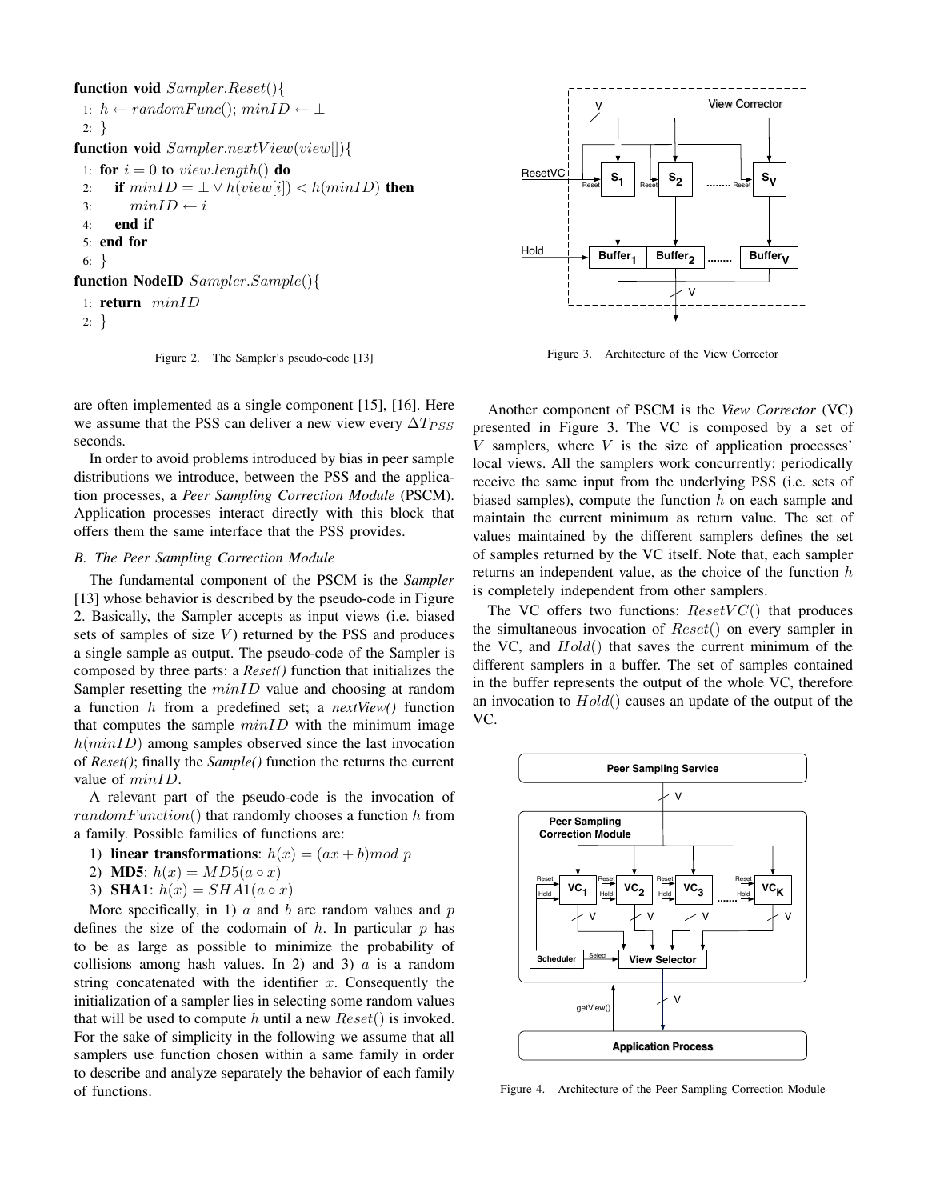```
function void Sampler.Reset(){
1: h ← randomFunc(); minID ← ⊥
2: }
function void Sampler.nextView(view[]){
1: for i = 0 to view.length() do
2:     if minID = ⊥ ∨ h(view[i]) < h(minID) then
3:         minID ← i
4:     end if
5: end for
6: }
function NodeID Sampler.Sample(){
1: return minID
2: }
```

Figure 2. The Sampler's pseudo-code [13]

Figure 3. Architecture of the View Corrector

are often implemented as a single component [15], [16]. Here we assume that the PSS can deliver a new view every $\Delta T_{PSS}$ seconds.

In order to avoid problems introduced by bias in peer sample distributions we introduce, between the PSS and the application processes, a *Peer Sampling Correction Module* (PSCM). Application processes interact directly with this block that offers them the same interface that the PSS provides.

### B. The Peer Sampling Correction Module

The fundamental component of the PSCM is the *Sampler* [13] whose behavior is described by the pseudo-code in Figure 2. Basically, the Sampler accepts as input views (i.e. biased sets of samples of size $V$) returned by the PSS and produces a single sample as output. The pseudo-code of the Sampler is composed by three parts: a ***Reset()*** function that initializes the Sampler resetting the $minID$ value and choosing at random a function $h$ from a predefined set; a ***nextView()*** function that computes the sample $minID$ with the minimum image $h(minID)$ among samples observed since the last invocation of ***Reset()***; finally the ***Sample()*** function the returns the current value of $minID$.

A relevant part of the pseudo-code is the invocation of $randomFunction()$ that randomly chooses a function $h$ from a family. Possible families of functions are:

1) **linear transformations**: $h(x) = (ax + b) mod\ p$
2) **MD5**: $h(x) = MD5(a \circ x)$
3) **SHA1**: $h(x) = SHA1(a \circ x)$

More specifically, in 1) $a$ and $b$ are random values and $p$ defines the size of the codomain of $h$. In particular $p$ has to be as large as possible to minimize the probability of collisions among hash values. In 2) and 3) $a$ is a random string concatenated with the identifier $x$. Consequently the initialization of a sampler lies in selecting some random values that will be used to compute $h$ until a new $Reset()$ is invoked. For the sake of simplicity in the following we assume that all samplers use function chosen within a same family in order to describe and analyze separately the behavior of each family of functions.

Another component of PSCM is the *View Corrector* (VC) presented in Figure 3. The VC is composed by a set of $V$ samplers, where $V$ is the size of application processes' local views. All the samplers work concurrently: periodically receive the same input from the underlying PSS (i.e. sets of biased samples), compute the function $h$ on each sample and maintain the current minimum as return value. The set of values maintained by the different samplers defines the set of samples returned by the VC itself. Note that, each sampler returns an independent value, as the choice of the function $h$ is completely independent from other samplers.

The VC offers two functions: $ResetVC()$ that produces the simultaneous invocation of $Reset()$ on every sampler in the VC, and $Hold()$ that saves the current minimum of the different samplers in a buffer. The set of samples contained in the buffer represents the output of the whole VC, therefore an invocation to $Hold()$ causes an update of the output of the VC.

Figure 4. Architecture of the Peer Sampling Correction Module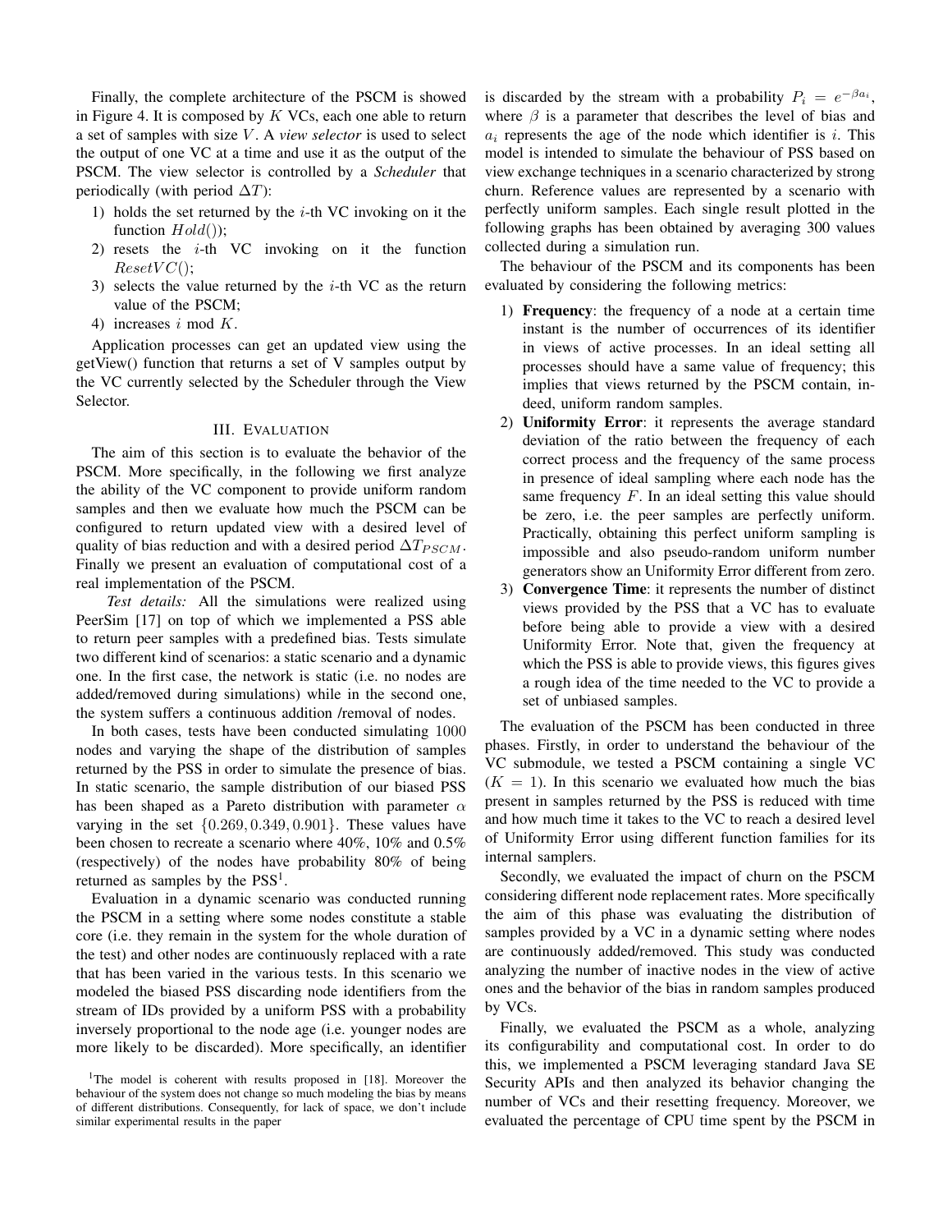Finally, the complete architecture of the PSCM is showed in Figure 4. It is composed by $K$ VCs, each one able to return a set of samples with size $V$. A *view selector* is used to select the output of one VC at a time and use it as the output of the PSCM. The view selector is controlled by a *Scheduler* that periodically (with period $\Delta T$):

1) holds the set returned by the $i$-th VC invoking on it the function $Hold()$);
2) resets the $i$-th VC invoking on it the function $ResetVC()$;
3) selects the value returned by the $i$-th VC as the return value of the PSCM;
4) increases $i$ mod $K$.

Application processes can get an updated view using the getView() function that returns a set of V samples output by the VC currently selected by the Scheduler through the View Selector.

## III. Evaluation

The aim of this section is to evaluate the behavior of the PSCM. More specifically, in the following we first analyze the ability of the VC component to provide uniform random samples and then we evaluate how much the PSCM can be configured to return updated view with a desired level of quality of bias reduction and with a desired period $\Delta T_{PSCM}$. Finally we present an evaluation of computational cost of a real implementation of the PSCM.

*Test details:* All the simulations were realized using PeerSim [17] on top of which we implemented a PSS able to return peer samples with a predefined bias. Tests simulate two different kind of scenarios: a static scenario and a dynamic one. In the first case, the network is static (i.e. no nodes are added/removed during simulations) while in the second one, the system suffers a continuous addition /removal of nodes.

In both cases, tests have been conducted simulating $1000$ nodes and varying the shape of the distribution of samples returned by the PSS in order to simulate the presence of bias. In static scenario, the sample distribution of our biased PSS has been shaped as a Pareto distribution with parameter $\alpha$ varying in the set $\{0.269, 0.349, 0.901\}$. These values have been chosen to recreate a scenario where 40%, 10% and 0.5% (respectively) of the nodes have probability 80% of being returned as samples by the PSS[1].

Evaluation in a dynamic scenario was conducted running the PSCM in a setting where some nodes constitute a stable core (i.e. they remain in the system for the whole duration of the test) and other nodes are continuously replaced with a rate that has been varied in the various tests. In this scenario we modeled the biased PSS discarding node identifiers from the stream of IDs provided by a uniform PSS with a probability inversely proportional to the node age (i.e. younger nodes are more likely to be discarded). More specifically, an identifier is discarded by the stream with a probability $P_i = e^{-\beta a_i}$, where $\beta$ is a parameter that describes the level of bias and $a_i$ represents the age of the node which identifier is $i$. This model is intended to simulate the behaviour of PSS based on view exchange techniques in a scenario characterized by strong churn. Reference values are represented by a scenario with perfectly uniform samples. Each single result plotted in the following graphs has been obtained by averaging 300 values collected during a simulation run.

The behaviour of the PSCM and its components has been evaluated by considering the following metrics:

1) **Frequency**: the frequency of a node at a certain time instant is the number of occurrences of its identifier in views of active processes. In an ideal setting all processes should have a same value of frequency; this implies that views returned by the PSCM contain, indeed, uniform random samples.
2) **Uniformity Error**: it represents the average standard deviation of the ratio between the frequency of each correct process and the frequency of the same process in presence of ideal sampling where each node has the same frequency $F$. In an ideal setting this value should be zero, i.e. the peer samples are perfectly uniform. Practically, obtaining this perfect uniform sampling is impossible and also pseudo-random uniform number generators show an Uniformity Error different from zero.
3) **Convergence Time**: it represents the number of distinct views provided by the PSS that a VC has to evaluate before being able to provide a view with a desired Uniformity Error. Note that, given the frequency at which the PSS is able to provide views, this figures gives a rough idea of the time needed to the VC to provide a set of unbiased samples.

The evaluation of the PSCM has been conducted in three phases. Firstly, in order to understand the behaviour of the VC submodule, we tested a PSCM containing a single VC ($K = 1$). In this scenario we evaluated how much the bias present in samples returned by the PSS is reduced with time and how much time it takes to the VC to reach a desired level of Uniformity Error using different function families for its internal samplers.

Secondly, we evaluated the impact of churn on the PSCM considering different node replacement rates. More specifically the aim of this phase was evaluating the distribution of samples provided by a VC in a dynamic setting where nodes are continuously added/removed. This study was conducted analyzing the number of inactive nodes in the view of active ones and the behavior of the bias in random samples produced by VCs.

Finally, we evaluated the PSCM as a whole, analyzing its configurability and computational cost. In order to do this, we implemented a PSCM leveraging standard Java SE Security APIs and then analyzed its behavior changing the number of VCs and their resetting frequency. Moreover, we evaluated the percentage of CPU time spent by the PSCM in

[1]The model is coherent with results proposed in [18]. Moreover the behaviour of the system does not change so much modeling the bias by means of different distributions. Consequently, for lack of space, we don't include similar experimental results in the paper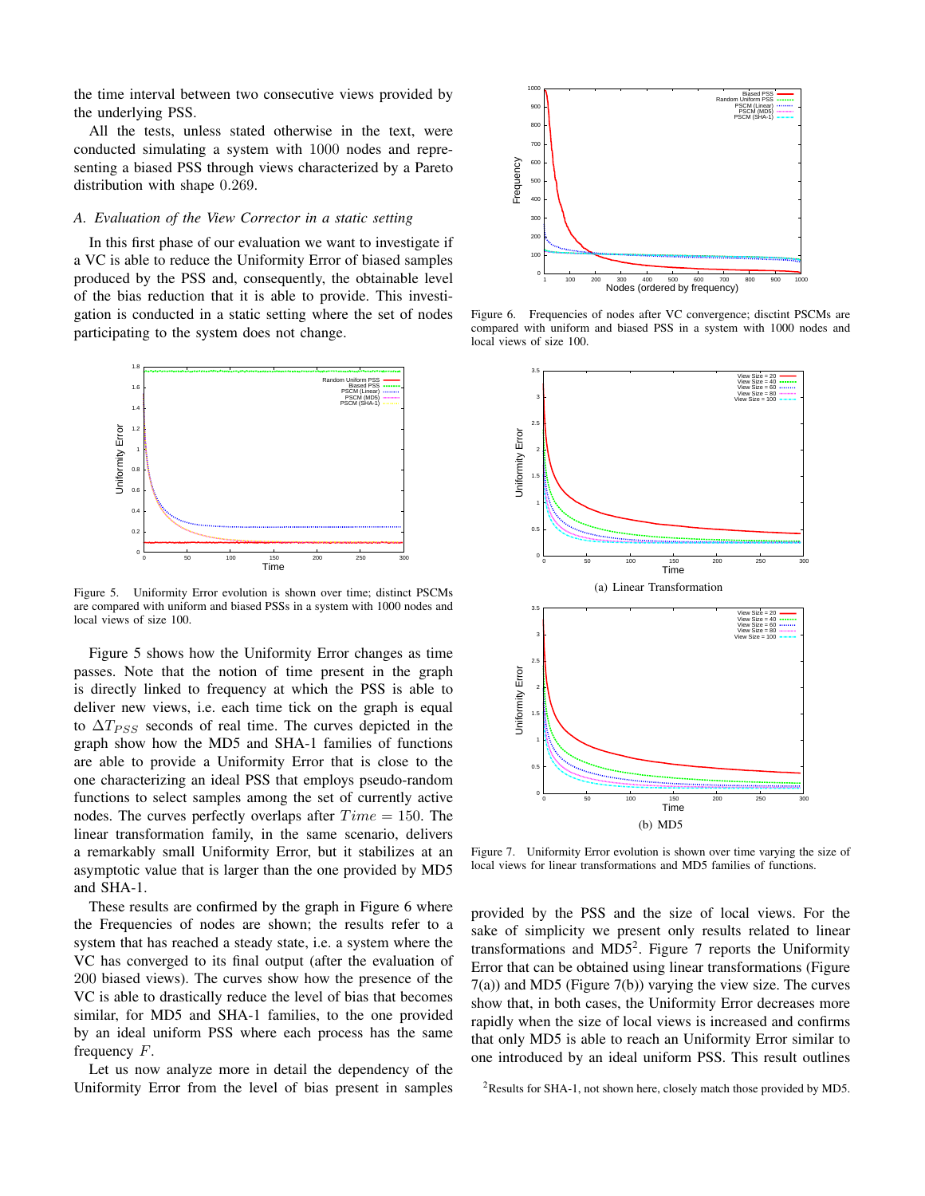the time interval between two consecutive views provided by the underlying PSS.

All the tests, unless stated otherwise in the text, were conducted simulating a system with 1000 nodes and representing a biased PSS through views characterized by a Pareto distribution with shape 0.269.

### *A. Evaluation of the View Corrector in a static setting*

In this first phase of our evaluation we want to investigate if a VC is able to reduce the Uniformity Error of biased samples produced by the PSS and, consequently, the obtainable level of the bias reduction that it is able to provide. This investigation is conducted in a static setting where the set of nodes participating to the system does not change.

Figure 5. Uniformity Error evolution is shown over time; distinct PSCMs are compared with uniform and biased PSSs in a system with 1000 nodes and local views of size 100.

Figure 5 shows how the Uniformity Error changes as time passes. Note that the notion of time present in the graph is directly linked to frequency at which the PSS is able to deliver new views, i.e. each time tick on the graph is equal to $\Delta T_{PSS}$ seconds of real time. The curves depicted in the graph show how the MD5 and SHA-1 families of functions are able to provide a Uniformity Error that is close to the one characterizing an ideal PSS that employs pseudo-random functions to select samples among the set of currently active nodes. The curves perfectly overlaps after $Time = 150$. The linear transformation family, in the same scenario, delivers a remarkably small Uniformity Error, but it stabilizes at an asymptotic value that is larger than the one provided by MD5 and SHA-1.

These results are confirmed by the graph in Figure 6 where the Frequencies of nodes are shown; the results refer to a system that has reached a steady state, i.e. a system where the VC has converged to its final output (after the evaluation of 200 biased views). The curves show how the presence of the VC is able to drastically reduce the level of bias that becomes similar, for MD5 and SHA-1 families, to the one provided by an ideal uniform PSS where each process has the same frequency $F$.

Let us now analyze more in detail the dependency of the Uniformity Error from the level of bias present in samples provided by the PSS and the size of local views. For the sake of simplicity we present only results related to linear transformations and MD5[2]. Figure 7 reports the Uniformity Error that can be obtained using linear transformations (Figure 7(a)) and MD5 (Figure 7(b)) varying the view size. The curves show that, in both cases, the Uniformity Error decreases more rapidly when the size of local views is increased and confirms that only MD5 is able to reach an Uniformity Error similar to one introduced by an ideal uniform PSS. This result outlines

Figure 6. Frequencies of nodes after VC convergence; disctint PSCMs are compared with uniform and biased PSS in a system with 1000 nodes and local views of size 100.

(a) Linear Transformation

(b) MD5

Figure 7. Uniformity Error evolution is shown over time varying the size of local views for linear transformations and MD5 families of functions.

[2]Results for SHA-1, not shown here, closely match those provided by MD5.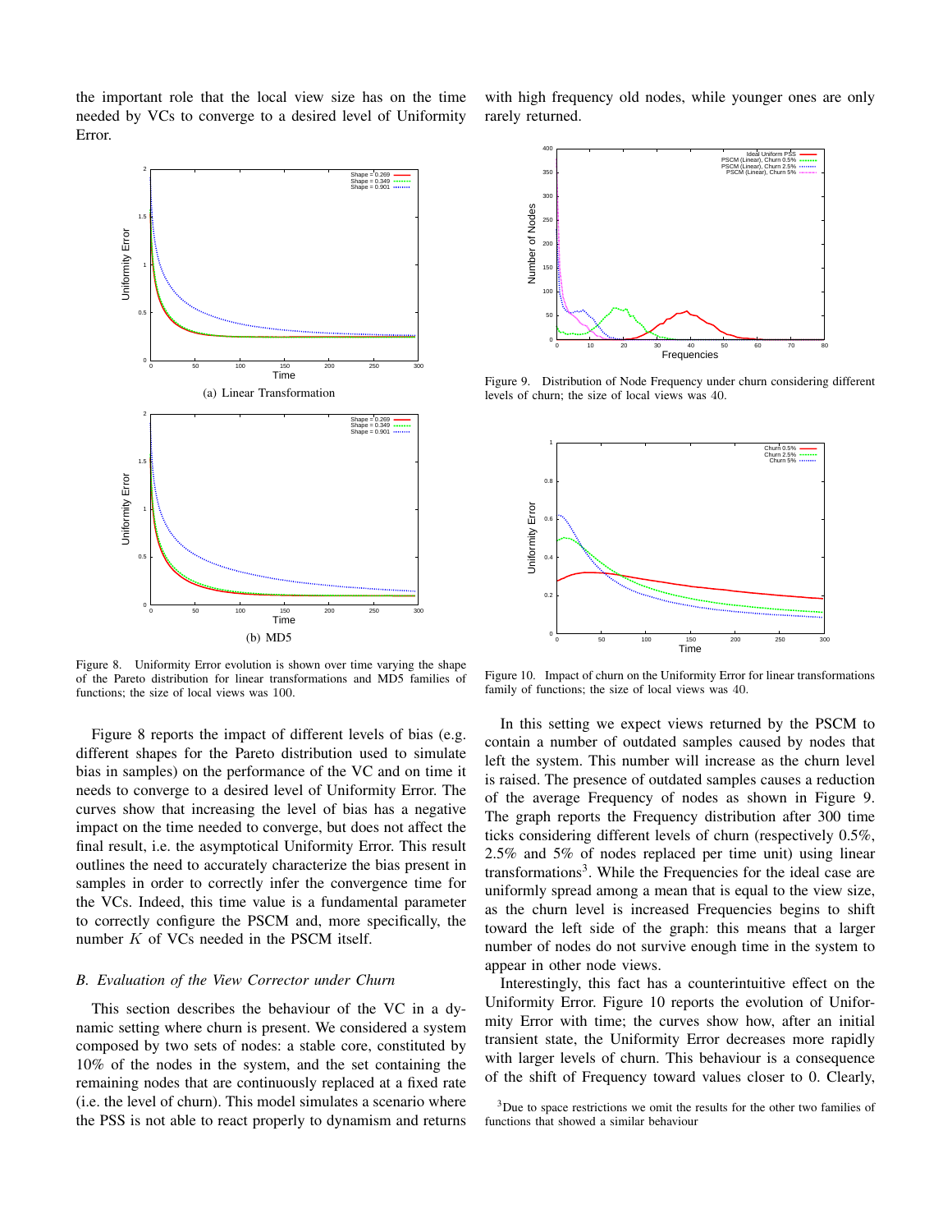the important role that the local view size has on the time needed by VCs to converge to a desired level of Uniformity Error.

(a) Linear Transformation

(b) MD5

Figure 8. Uniformity Error evolution is shown over time varying the shape of the Pareto distribution for linear transformations and MD5 families of functions; the size of local views was 100.

Figure 8 reports the impact of different levels of bias (e.g. different shapes for the Pareto distribution used to simulate bias in samples) on the performance of the VC and on time it needs to converge to a desired level of Uniformity Error. The curves show that increasing the level of bias has a negative impact on the time needed to converge, but does not affect the final result, i.e. the asymptotical Uniformity Error. This result outlines the need to accurately characterize the bias present in samples in order to correctly infer the convergence time for the VCs. Indeed, this time value is a fundamental parameter to correctly configure the PSCM and, more specifically, the number $K$ of VCs needed in the PSCM itself.

### B. Evaluation of the View Corrector under Churn

This section describes the behaviour of the VC in a dynamic setting where churn is present. We considered a system composed by two sets of nodes: a stable core, constituted by 10% of the nodes in the system, and the set containing the remaining nodes that are continuously replaced at a fixed rate (i.e. the level of churn). This model simulates a scenario where the PSS is not able to react properly to dynamism and returns with high frequency old nodes, while younger ones are only rarely returned.

Figure 9. Distribution of Node Frequency under churn considering different levels of churn; the size of local views was 40.

Figure 10. Impact of churn on the Uniformity Error for linear transformations family of functions; the size of local views was 40.

In this setting we expect views returned by the PSCM to contain a number of outdated samples caused by nodes that left the system. This number will increase as the churn level is raised. The presence of outdated samples causes a reduction of the average Frequency of nodes as shown in Figure 9. The graph reports the Frequency distribution after 300 time ticks considering different levels of churn (respectively 0.5%, 2.5% and 5% of nodes replaced per time unit) using linear transformations[3]. While the Frequencies for the ideal case are uniformly spread among a mean that is equal to the view size, as the churn level is increased Frequencies begins to shift toward the left side of the graph: this means that a larger number of nodes do not survive enough time in the system to appear in other node views.

Interestingly, this fact has a counterintuitive effect on the Uniformity Error. Figure 10 reports the evolution of Uniformity Error with time; the curves show how, after an initial transient state, the Uniformity Error decreases more rapidly with larger levels of churn. This behaviour is a consequence of the shift of Frequency toward values closer to 0. Clearly,

[3] Due to space restrictions we omit the results for the other two families of functions that showed a similar behaviour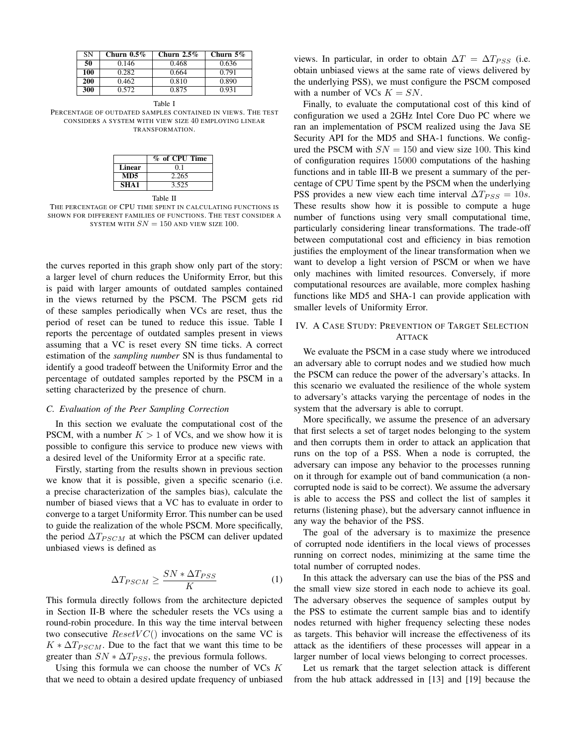| SN | Churn 0.5% | Churn 2.5% | Churn 5% |
|---|---|---|---|
| **50** | 0.146 | 0.468 | 0.636 |
| **100** | 0.282 | 0.664 | 0.791 |
| **200** | 0.462 | 0.810 | 0.890 |
| **300** | 0.572 | 0.875 | 0.931 |

Table I
PERCENTAGE OF OUTDATED SAMPLES CONTAINED IN VIEWS. THE TEST CONSIDERS A SYSTEM WITH VIEW SIZE 40 EMPLOYING LINEAR TRANSFORMATION.

| | % of CPU Time |
|---|---|
| **Linear** | 0.1 |
| **MD5** | 2.265 |
| **SHA1** | 3.525 |

Table II
THE PERCENTAGE OF CPU TIME SPENT IN CALCULATING FUNCTIONS IS SHOWN FOR DIFFERENT FAMILIES OF FUNCTIONS. THE TEST CONSIDER A SYSTEM WITH $SN = 150$ AND VIEW SIZE 100.

the curves reported in this graph show only part of the story: a larger level of churn reduces the Uniformity Error, but this is paid with larger amounts of outdated samples contained in the views returned by the PSCM. The PSCM gets rid of these samples periodically when VCs are reset, thus the period of reset can be tuned to reduce this issue. Table I reports the percentage of outdated samples present in views assuming that a VC is reset every SN time ticks. A correct estimation of the *sampling number* SN is thus fundamental to identify a good tradeoff between the Uniformity Error and the percentage of outdated samples reported by the PSCM in a setting characterized by the presence of churn.

### C. Evaluation of the Peer Sampling Correction

In this section we evaluate the computational cost of the PSCM, with a number $K > 1$ of VCs, and we show how it is possible to configure this service to produce new views with a desired level of the Uniformity Error at a specific rate.

Firstly, starting from the results shown in previous section we know that it is possible, given a specific scenario (i.e. a precise characterization of the samples bias), calculate the number of biased views that a VC has to evaluate in order to converge to a target Uniformity Error. This number can be used to guide the realization of the whole PSCM. More specifically, the period $\Delta T_{PSCM}$ at which the PSCM can deliver updated unbiased views is defined as

$$\Delta T_{PSCM} \geq \frac{SN * \Delta T_{PSS}}{K} \quad (1)$$

This formula directly follows from the architecture depicted in Section II-B where the scheduler resets the VCs using a round-robin procedure. In this way the time interval between two consecutive $ResetVC()$ invocations on the same VC is $K * \Delta T_{PSCM}$. Due to the fact that we want this time to be greater than $SN * \Delta T_{PSS}$, the previous formula follows.

Using this formula we can choose the number of VCs $K$ that we need to obtain a desired update frequency of unbiased views. In particular, in order to obtain $\Delta T = \Delta T_{PSS}$ (i.e. obtain unbiased views at the same rate of views delivered by the underlying PSS), we must configure the PSCM composed with a number of VCs $K = SN$.

Finally, to evaluate the computational cost of this kind of configuration we used a 2GHz Intel Core Duo PC where we ran an implementation of PSCM realized using the Java SE Security API for the MD5 and SHA-1 functions. We configured the PSCM with $SN = 150$ and view size 100. This kind of configuration requires 15000 computations of the hashing functions and in table III-B we present a summary of the percentage of CPU Time spent by the PSCM when the underlying PSS provides a new view each time interval $\Delta T_{PSS} = 10s$. These results show how it is possible to compute a huge number of functions using very small computational time, particularly considering linear transformations. The trade-off between computational cost and efficiency in bias remotion justifies the employment of the linear transformation when we want to develop a light version of PSCM or when we have only machines with limited resources. Conversely, if more computational resources are available, more complex hashing functions like MD5 and SHA-1 can provide application with smaller levels of Uniformity Error.

## IV. A Case Study: Prevention of Target Selection Attack

We evaluate the PSCM in a case study where we introduced an adversary able to corrupt nodes and we studied how much the PSCM can reduce the power of the adversary's attacks. In this scenario we evaluated the resilience of the whole system to adversary's attacks varying the percentage of nodes in the system that the adversary is able to corrupt.

More specifically, we assume the presence of an adversary that first selects a set of target nodes belonging to the system and then corrupts them in order to attack an application that runs on the top of a PSS. When a node is corrupted, the adversary can impose any behavior to the processes running on it through for example out of band communication (a non-corrupted node is said to be correct). We assume the adversary is able to access the PSS and collect the list of samples it returns (listening phase), but the adversary cannot influence in any way the behavior of the PSS.

The goal of the adversary is to maximize the presence of corrupted node identifiers in the local views of processes running on correct nodes, minimizing at the same time the total number of corrupted nodes.

In this attack the adversary can use the bias of the PSS and the small view size stored in each node to achieve its goal. The adversary observes the sequence of samples output by the PSS to estimate the current sample bias and to identify nodes returned with higher frequency selecting these nodes as targets. This behavior will increase the effectiveness of its attack as the identifiers of these processes will appear in a larger number of local views belonging to correct processes.

Let us remark that the target selection attack is different from the hub attack addressed in [13] and [19] because the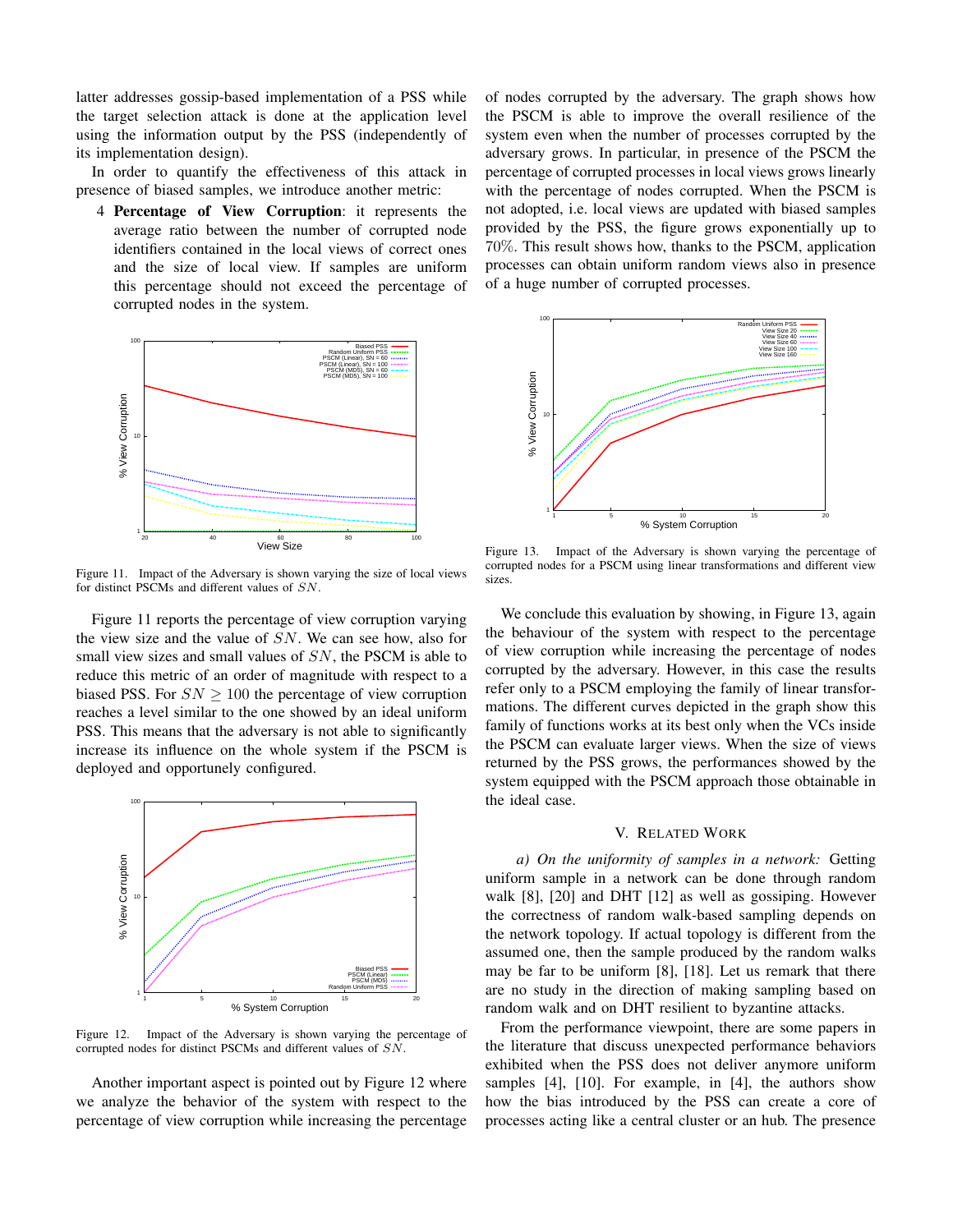latter addresses gossip-based implementation of a PSS while the target selection attack is done at the application level using the information output by the PSS (independently of its implementation design).

In order to quantify the effectiveness of this attack in presence of biased samples, we introduce another metric:

4 **Percentage of View Corruption**: it represents the average ratio between the number of corrupted node identifiers contained in the local views of correct ones and the size of local view. If samples are uniform this percentage should not exceed the percentage of corrupted nodes in the system.

Figure 11. Impact of the Adversary is shown varying the size of local views for distinct PSCMs and different values of $SN$.

Figure 11 reports the percentage of view corruption varying the view size and the value of $SN$. We can see how, also for small view sizes and small values of $SN$, the PSCM is able to reduce this metric of an order of magnitude with respect to a biased PSS. For $SN \geq 100$ the percentage of view corruption reaches a level similar to the one showed by an ideal uniform PSS. This means that the adversary is not able to significantly increase its influence on the whole system if the PSCM is deployed and opportunely configured.

Figure 12. Impact of the Adversary is shown varying the percentage of corrupted nodes for distinct PSCMs and different values of $SN$.

Another important aspect is pointed out by Figure 12 where we analyze the behavior of the system with respect to the percentage of view corruption while increasing the percentage of nodes corrupted by the adversary. The graph shows how the PSCM is able to improve the overall resilience of the system even when the number of processes corrupted by the adversary grows. In particular, in presence of the PSCM the percentage of corrupted processes in local views grows linearly with the percentage of nodes corrupted. When the PSCM is not adopted, i.e. local views are updated with biased samples provided by the PSS, the figure grows exponentially up to $70\%$. This result shows how, thanks to the PSCM, application processes can obtain uniform random views also in presence of a huge number of corrupted processes.

Figure 13. Impact of the Adversary is shown varying the percentage of corrupted nodes for a PSCM using linear transformations and different view sizes.

We conclude this evaluation by showing, in Figure 13, again the behaviour of the system with respect to the percentage of view corruption while increasing the percentage of nodes corrupted by the adversary. However, in this case the results refer only to a PSCM employing the family of linear transformations. The different curves depicted in the graph show this family of functions works at its best only when the VCs inside the PSCM can evaluate larger views. When the size of views returned by the PSS grows, the performances showed by the system equipped with the PSCM approach those obtainable in the ideal case.

## V. Related Work

*a) On the uniformity of samples in a network:* Getting uniform sample in a network can be done through random walk [8], [20] and DHT [12] as well as gossiping. However the correctness of random walk-based sampling depends on the network topology. If actual topology is different from the assumed one, then the sample produced by the random walks may be far to be uniform [8], [18]. Let us remark that there are no study in the direction of making sampling based on random walk and on DHT resilient to byzantine attacks.

From the performance viewpoint, there are some papers in the literature that discuss unexpected performance behaviors exhibited when the PSS does not deliver anymore uniform samples [4], [10]. For example, in [4], the authors show how the bias introduced by the PSS can create a core of processes acting like a central cluster or an hub. The presence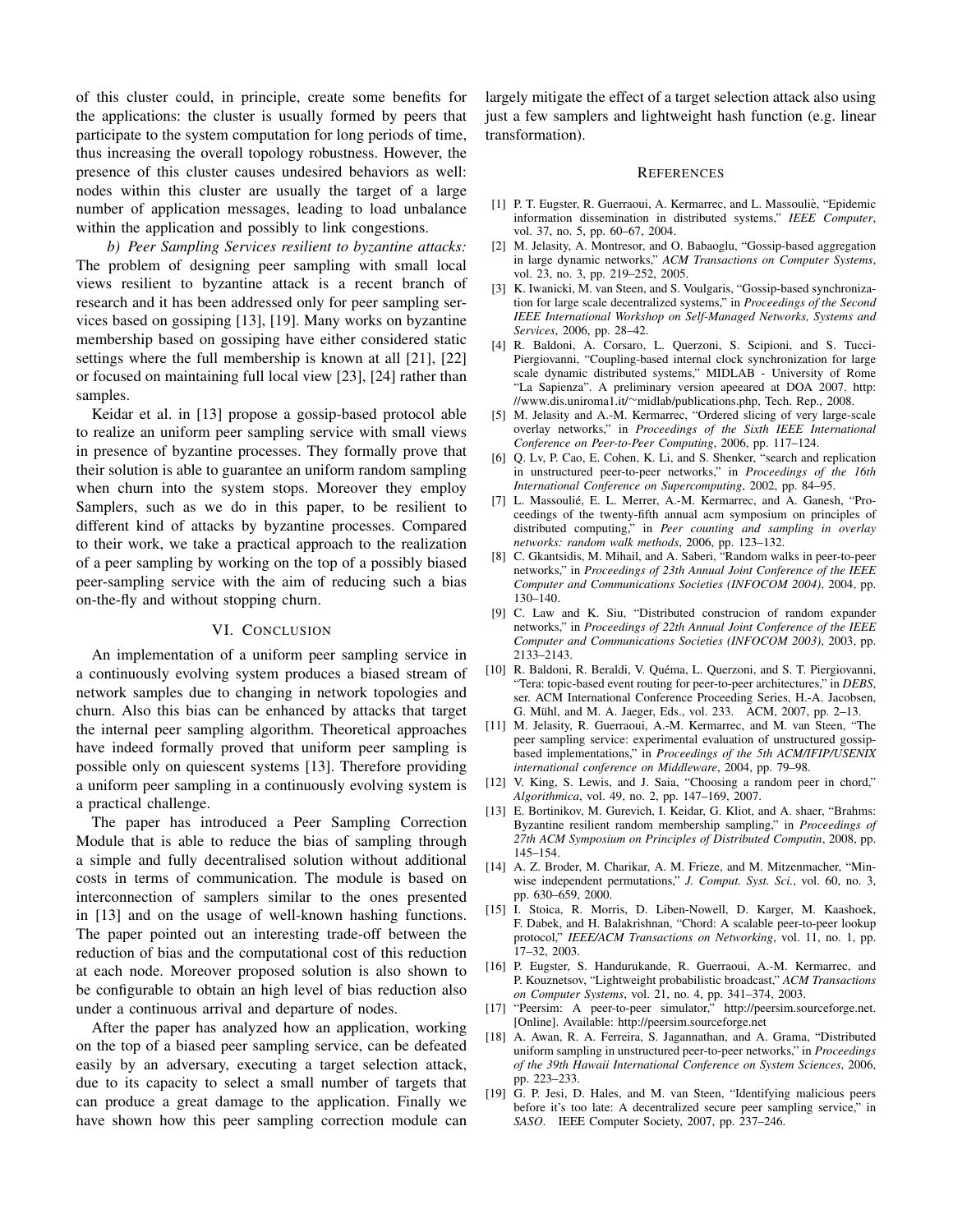of this cluster could, in principle, create some benefits for the applications: the cluster is usually formed by peers that participate to the system computation for long periods of time, thus increasing the overall topology robustness. However, the presence of this cluster causes undesired behaviors as well: nodes within this cluster are usually the target of a large number of application messages, leading to load unbalance within the application and possibly to link congestions.

*b) Peer Sampling Services resilient to byzantine attacks:* The problem of designing peer sampling with small local views resilient to byzantine attack is a recent branch of research and it has been addressed only for peer sampling services based on gossiping [13], [19]. Many works on byzantine membership based on gossiping have either considered static settings where the full membership is known at all [21], [22] or focused on maintaining full local view [23], [24] rather than samples.

Keidar et al. in [13] propose a gossip-based protocol able to realize an uniform peer sampling service with small views in presence of byzantine processes. They formally prove that their solution is able to guarantee an uniform random sampling when churn into the system stops. Moreover they employ Samplers, such as we do in this paper, to be resilient to different kind of attacks by byzantine processes. Compared to their work, we take a practical approach to the realization of a peer sampling by working on the top of a possibly biased peer-sampling service with the aim of reducing such a bias on-the-fly and without stopping churn.

## VI. Conclusion

An implementation of a uniform peer sampling service in a continuously evolving system produces a biased stream of network samples due to changing in network topologies and churn. Also this bias can be enhanced by attacks that target the internal peer sampling algorithm. Theoretical approaches have indeed formally proved that uniform peer sampling is possible only on quiescent systems [13]. Therefore providing a uniform peer sampling in a continuously evolving system is a practical challenge.

The paper has introduced a Peer Sampling Correction Module that is able to reduce the bias of sampling through a simple and fully decentralised solution without additional costs in terms of communication. The module is based on interconnection of samplers similar to the ones presented in [13] and on the usage of well-known hashing functions. The paper pointed out an interesting trade-off between the reduction of bias and the computational cost of this reduction at each node. Moreover proposed solution is also shown to be configurable to obtain an high level of bias reduction also under a continuous arrival and departure of nodes.

After the paper has analyzed how an application, working on the top of a biased peer sampling service, can be defeated easily by an adversary, executing a target selection attack, due to its capacity to select a small number of targets that can produce a great damage to the application. Finally we have shown how this peer sampling correction module can largely mitigate the effect of a target selection attack also using just a few samplers and lightweight hash function (e.g. linear transformation).

## References

[1] P. T. Eugster, R. Guerraoui, A. Kermarrec, and L. Massouliè, "Epidemic information dissemination in distributed systems," *IEEE Computer*, vol. 37, no. 5, pp. 60–67, 2004.

[2] M. Jelasity, A. Montresor, and O. Babaoglu, "Gossip-based aggregation in large dynamic networks," *ACM Transactions on Computer Systems*, vol. 23, no. 3, pp. 219–252, 2005.

[3] K. Iwanicki, M. van Steen, and S. Voulgaris, "Gossip-based synchronization for large scale decentralized systems," in *Proceedings of the Second IEEE International Workshop on Self-Managed Networks, Systems and Services*, 2006, pp. 28–42.

[4] R. Baldoni, A. Corsaro, L. Querzoni, S. Scipioni, and S. Tucci-Piergiovanni, "Coupling-based internal clock synchronization for large scale dynamic distributed systems," MIDLAB - University of Rome "La Sapienza". A preliminary version apeeared at DOA 2007. http://www.dis.uniroma1.it/~midlab/publications.php, Tech. Rep., 2008.

[5] M. Jelasity and A.-M. Kermarrec, "Ordered slicing of very large-scale overlay networks," in *Proceedings of the Sixth IEEE International Conference on Peer-to-Peer Computing*, 2006, pp. 117–124.

[6] Q. Lv, P. Cao, E. Cohen, K. Li, and S. Shenker, "search and replication in unstructured peer-to-peer networks," in *Proceedings of the 16th International Conference on Supercomputing*, 2002, pp. 84–95.

[7] L. Massoulié, E. L. Merrer, A.-M. Kermarrec, and A. Ganesh, "Proceedings of the twenty-fifth annual acm symposium on principles of distributed computing," in *Peer counting and sampling in overlay networks: random walk methods*, 2006, pp. 123–132.

[8] C. Gkantsidis, M. Mihail, and A. Saberi, "Random walks in peer-to-peer networks," in *Proceedings of 23th Annual Joint Conference of the IEEE Computer and Communications Societies (INFOCOM 2004)*, 2004, pp. 130–140.

[9] C. Law and K. Siu, "Distributed construcion of random expander networks," in *Proceedings of 22th Annual Joint Conference of the IEEE Computer and Communications Societies (INFOCOM 2003)*, 2003, pp. 2133–2143.

[10] R. Baldoni, R. Beraldi, V. Quéma, L. Querzoni, and S. T. Piergiovanni, "Tera: topic-based event routing for peer-to-peer architectures," in *DEBS*, ser. ACM International Conference Proceeding Series, H.-A. Jacobsen, G. Mühl, and M. A. Jaeger, Eds., vol. 233. ACM, 2007, pp. 2–13.

[11] M. Jelasity, R. Guerraoui, A.-M. Kermarrec, and M. van Steen, "The peer sampling service: experimental evaluation of unstructured gossip-based implementations," in *Proceedings of the 5th ACM/IFIP/USENIX international conference on Middleware*, 2004, pp. 79–98.

[12] V. King, S. Lewis, and J. Saia, "Choosing a random peer in chord," *Algorithmica*, vol. 49, no. 2, pp. 147–169, 2007.

[13] E. Bortinikov, M. Gurevich, I. Keidar, G. Kliot, and A. shaer, "Brahms: Byzantine resilient random membership sampling," in *Proceedings of 27th ACM Symposium on Principles of Distributed Computin*, 2008, pp. 145–154.

[14] A. Z. Broder, M. Charikar, A. M. Frieze, and M. Mitzenmacher, "Min-wise independent permutations," *J. Comput. Syst. Sci.*, vol. 60, no. 3, pp. 630–659, 2000.

[15] I. Stoica, R. Morris, D. Liben-Nowell, D. Karger, M. Kaashoek, F. Dabek, and H. Balakrishnan, "Chord: A scalable peer-to-peer lookup protocol," *IEEE/ACM Transactions on Networking*, vol. 11, no. 1, pp. 17–32, 2003.

[16] P. Eugster, S. Handurukande, R. Guerraoui, A.-M. Kermarrec, and P. Kouznetsov, "Lightweight probabilistic broadcast," *ACM Transactions on Computer Systems*, vol. 21, no. 4, pp. 341–374, 2003.

[17] "Peersim: A peer-to-peer simulator," http://peersim.sourceforge.net. [Online]. Available: http://peersim.sourceforge.net

[18] A. Awan, R. A. Ferreira, S. Jagannathan, and A. Grama, "Distributed uniform sampling in unstructured peer-to-peer networks," in *Proceedings of the 39th Hawaii International Conference on System Sciences*, 2006, pp. 223–233.

[19] G. P. Jesi, D. Hales, and M. van Steen, "Identifying malicious peers before it's too late: A decentralized secure peer sampling service," in *SASO*. IEEE Computer Society, 2007, pp. 237–246.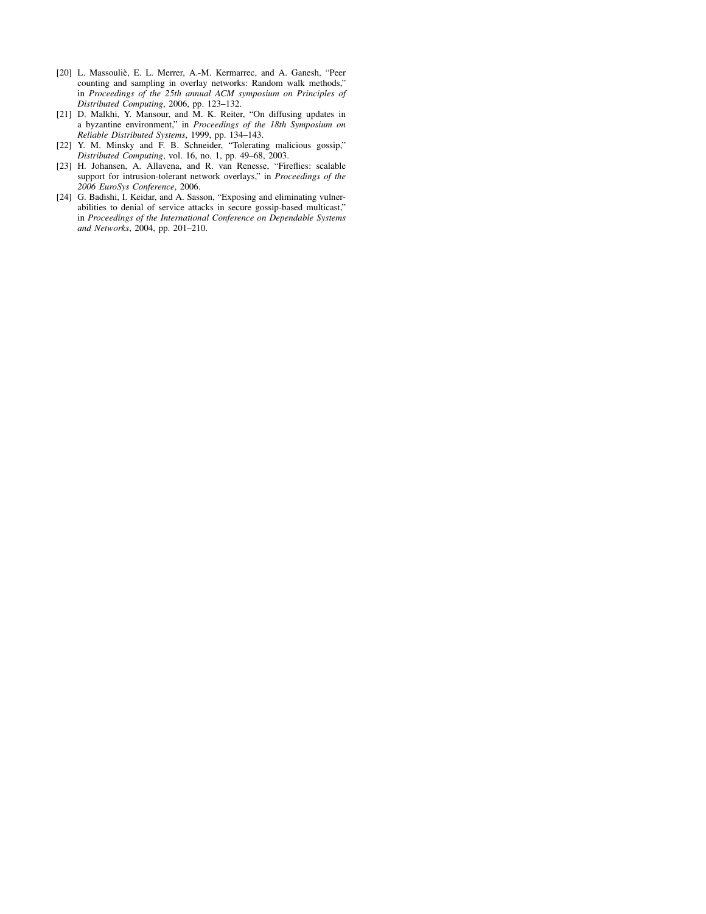[20] L. Massouliè, E. L. Merrer, A.-M. Kermarrec, and A. Ganesh, "Peer counting and sampling in overlay networks: Random walk methods," in *Proceedings of the 25th annual ACM symposium on Principles of Distributed Computing*, 2006, pp. 123–132.

[21] D. Malkhi, Y. Mansour, and M. K. Reiter, "On diffusing updates in a byzantine environment," in *Proceedings of the 18th Symposium on Reliable Distributed Systems*, 1999, pp. 134–143.

[22] Y. M. Minsky and F. B. Schneider, "Tolerating malicious gossip," *Distributed Computing*, vol. 16, no. 1, pp. 49–68, 2003.

[23] H. Johansen, A. Allavena, and R. van Renesse, "Fireflies: scalable support for intrusion-tolerant network overlays," in *Proceedings of the 2006 EuroSys Conference*, 2006.

[24] G. Badishi, I. Keidar, and A. Sasson, "Exposing and eliminating vulnerabilities to denial of service attacks in secure gossip-based multicast," in *Proceedings of the International Conference on Dependable Systems and Networks*, 2004, pp. 201–210.